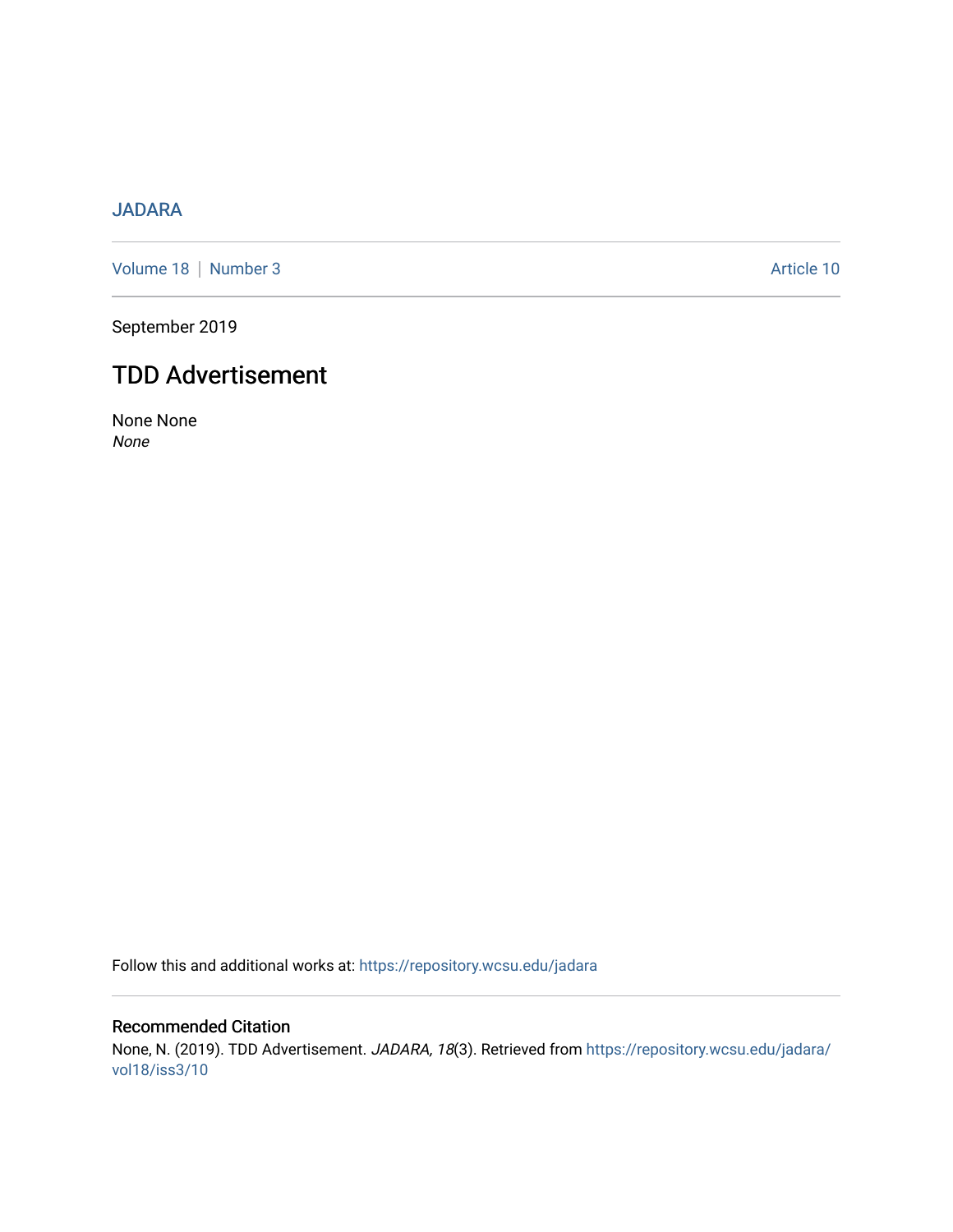JADARA

Volume 18 | Number 3 Article 10

September 2019

# TDD Advertisement

None None
*None*

Follow this and additional works at: https://repository.wcsu.edu/jadara

## Recommended Citation

None, N. (2019). TDD Advertisement. *JADARA, 18*(3). Retrieved from https://repository.wcsu.edu/jadara/vol18/iss3/10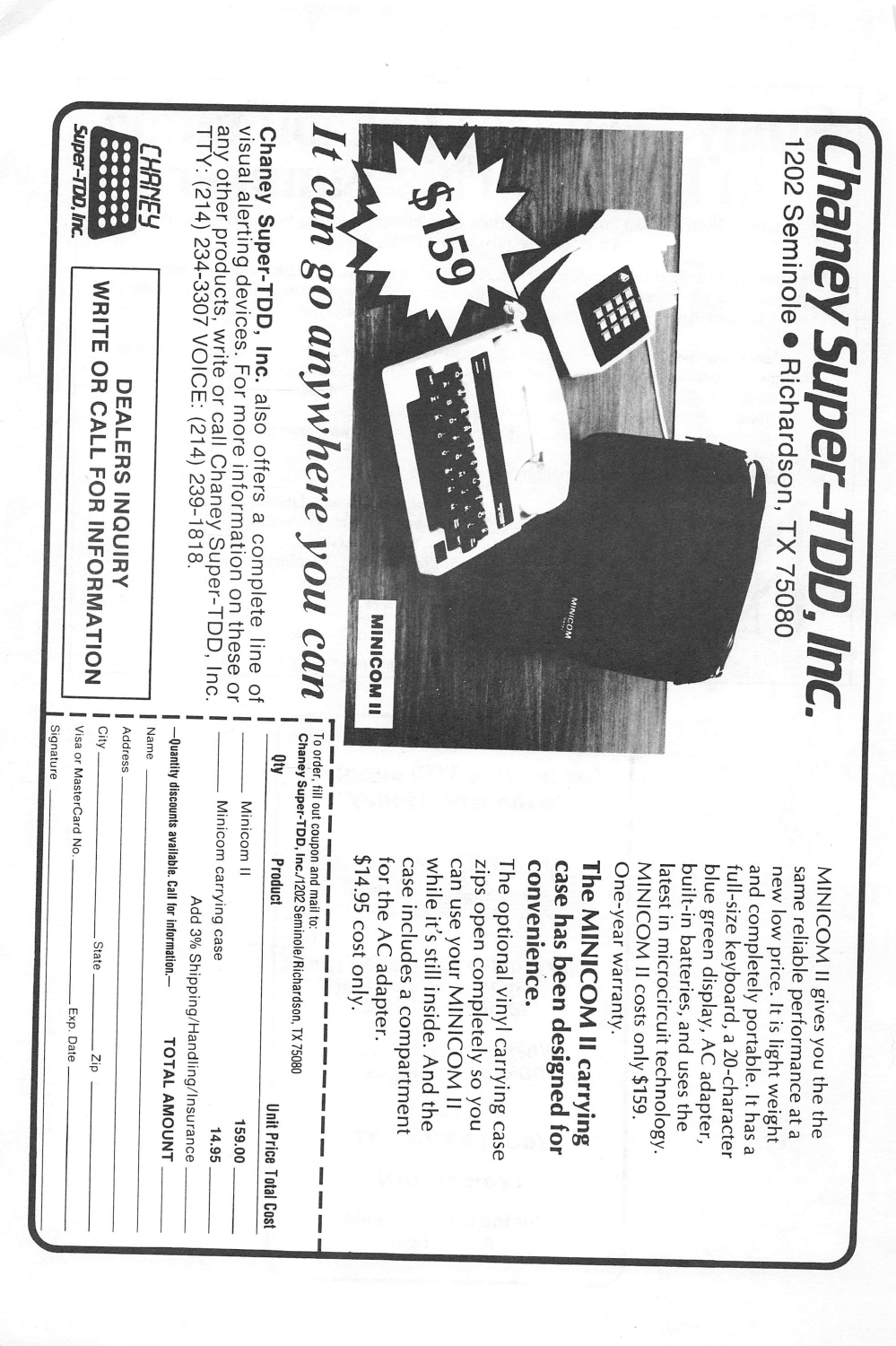# Chaney Super-TDD, Inc.

1202 Seminole • Richardson, TX 7508O

$159

MINICOM II

## It can go anywhere you can

MINICOM II gives you the the same reliable performance at a new low price. It is light weight and completely portable. It has a full-size keyboard, a 20-character blue green display, AC adapter, built-in batteries, and uses the latest in microcircuit technology. MINICOM II costs only $159. One-year warranty.

**The MINICOM II carrying case has been designed for convenience.**

The optional vinyl carrying case zips open completely so you can use your MINICOM II while it's still inside. And the case includes a compartment for the AC adapter. $14.95 cost only.

**Chaney Super-TDD, Inc.** also offers a complete line of visual alerting devices. For more information on these or any other products, write or call Chaney Super-TDD, Inc. TTY: (214) 234-3307 VOICE: (214) 239-1818.

To order, fill out coupon and mail to:
**Chaney Super-TDD, Inc.**/1202 Seminole/Richardson, TX 75080

| Qty | Product | Unit Price | Total Cost |
|---|---|---|---|
| ____ | Minicom II | 159.00 | ____ |
| ____ | Minicom carrying case | 14.95 | ____ |
| | Add 3% Shipping/Handling/Insurance | | ____ |
| | | TOTAL AMOUNT | ____ |

—**Quantity discounts available. Call for information.**—

Name ____

Address ____

City ____ State ____ Zip ____

Visa or MasterCard No. ____ Exp. Date ____

Signature ____

CHANEY
Super-TDD, Inc.

DEALERS INQUIRY
WRITE OR CALL FOR INFORMATION